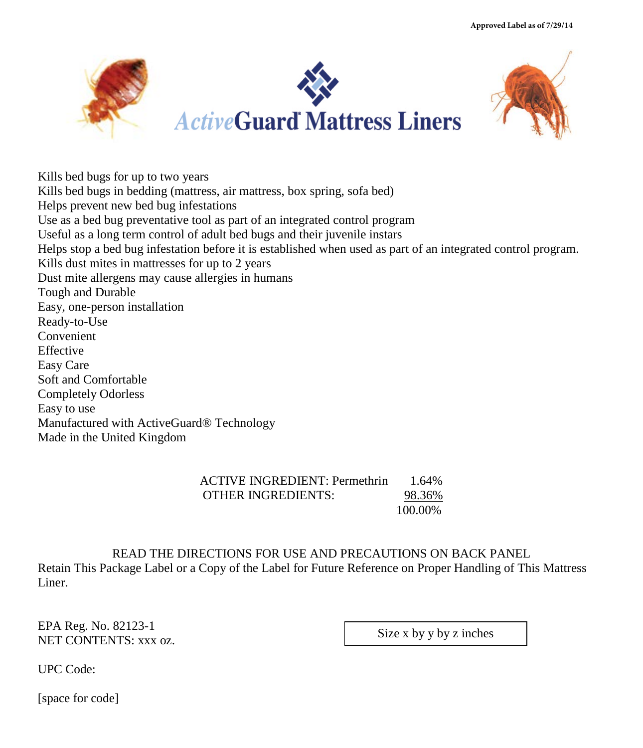Approved Label as of 7/29/14

# *Active*Guard® Mattress Liners

Kills bed bugs for up to two years
Kills bed bugs in bedding (mattress, air mattress, box spring, sofa bed)
Helps prevent new bed bug infestations
Use as a bed bug preventative tool as part of an integrated control program
Useful as a long term control of adult bed bugs and their juvenile instars
Helps stop a bed bug infestation before it is established when used as part of an integrated control program.
Kills dust mites in mattresses for up to 2 years
Dust mite allergens may cause allergies in humans
Tough and Durable
Easy, one-person installation
Ready-to-Use
Convenient
Effective
Easy Care
Soft and Comfortable
Completely Odorless
Easy to use
Manufactured with ActiveGuard® Technology
Made in the United Kingdom

| | |
|---|---|
| ACTIVE INGREDIENT: Permethrin | 1.64% |
| OTHER INGREDIENTS: | 98.36% |
| | 100.00% |

READ THE DIRECTIONS FOR USE AND PRECAUTIONS ON BACK PANEL
Retain This Package Label or a Copy of the Label for Future Reference on Proper Handling of This Mattress Liner.

EPA Reg. No. 82123-1
NET CONTENTS: xxx oz.

Size x by y by z inches

UPC Code:

[space for code]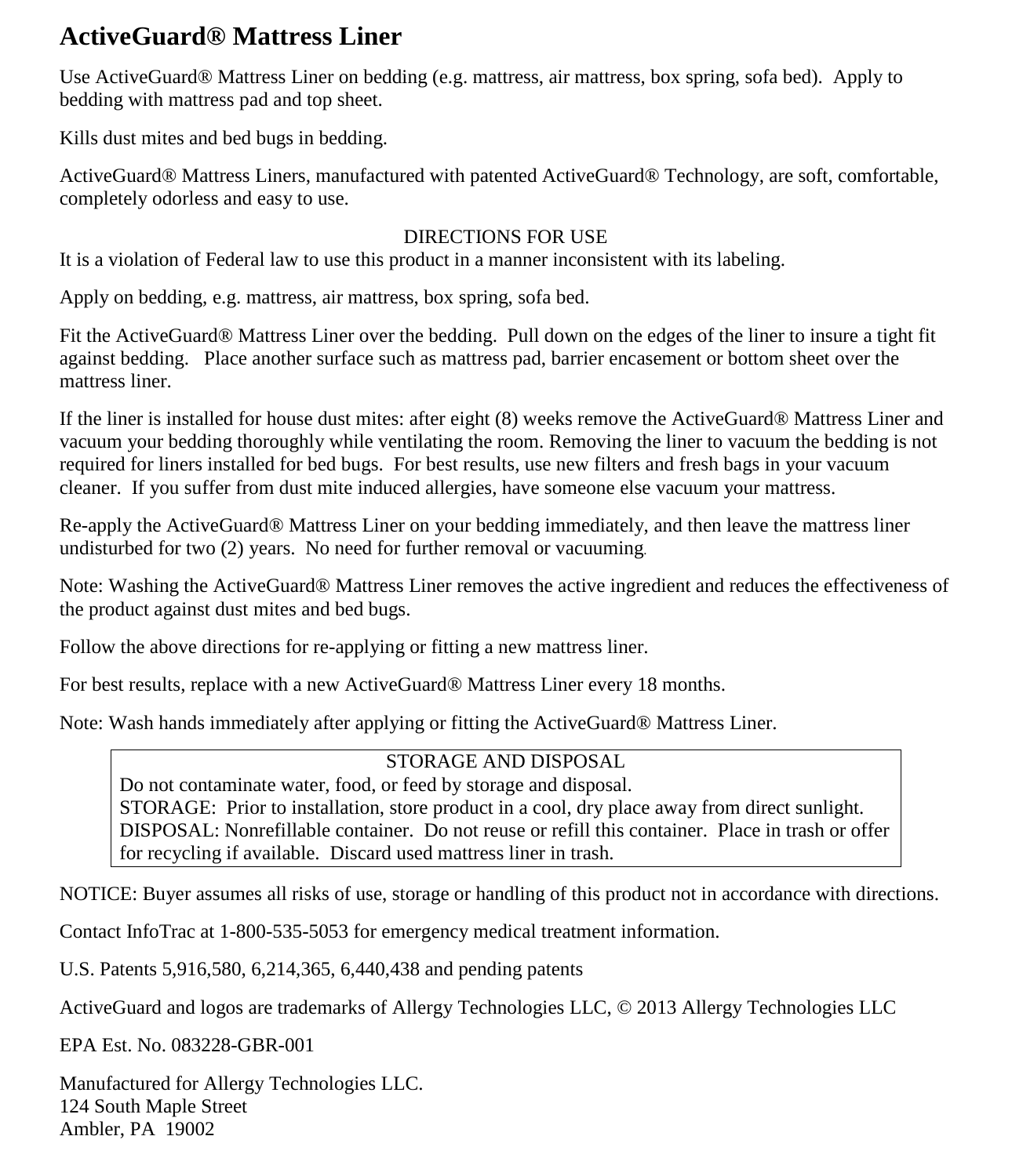# ActiveGuard® Mattress Liner

Use ActiveGuard® Mattress Liner on bedding (e.g. mattress, air mattress, box spring, sofa bed). Apply to bedding with mattress pad and top sheet.

Kills dust mites and bed bugs in bedding.

ActiveGuard® Mattress Liners, manufactured with patented ActiveGuard® Technology, are soft, comfortable, completely odorless and easy to use.

## DIRECTIONS FOR USE

It is a violation of Federal law to use this product in a manner inconsistent with its labeling.

Apply on bedding, e.g. mattress, air mattress, box spring, sofa bed.

Fit the ActiveGuard® Mattress Liner over the bedding. Pull down on the edges of the liner to insure a tight fit against bedding. Place another surface such as mattress pad, barrier encasement or bottom sheet over the mattress liner.

If the liner is installed for house dust mites: after eight (8) weeks remove the ActiveGuard® Mattress Liner and vacuum your bedding thoroughly while ventilating the room. Removing the liner to vacuum the bedding is not required for liners installed for bed bugs. For best results, use new filters and fresh bags in your vacuum cleaner. If you suffer from dust mite induced allergies, have someone else vacuum your mattress.

Re-apply the ActiveGuard® Mattress Liner on your bedding immediately, and then leave the mattress liner undisturbed for two (2) years. No need for further removal or vacuuming.

Note: Washing the ActiveGuard® Mattress Liner removes the active ingredient and reduces the effectiveness of the product against dust mites and bed bugs.

Follow the above directions for re-applying or fitting a new mattress liner.

For best results, replace with a new ActiveGuard® Mattress Liner every 18 months.

Note: Wash hands immediately after applying or fitting the ActiveGuard® Mattress Liner.

## STORAGE AND DISPOSAL

Do not contaminate water, food, or feed by storage and disposal.
STORAGE: Prior to installation, store product in a cool, dry place away from direct sunlight.
DISPOSAL: Nonrefillable container. Do not reuse or refill this container. Place in trash or offer for recycling if available. Discard used mattress liner in trash.

NOTICE: Buyer assumes all risks of use, storage or handling of this product not in accordance with directions.

Contact InfoTrac at 1-800-535-5053 for emergency medical treatment information.

U.S. Patents 5,916,580, 6,214,365, 6,440,438 and pending patents

ActiveGuard and logos are trademarks of Allergy Technologies LLC, © 2013 Allergy Technologies LLC

EPA Est. No. 083228-GBR-001

Manufactured for Allergy Technologies LLC.
124 South Maple Street
Ambler, PA 19002